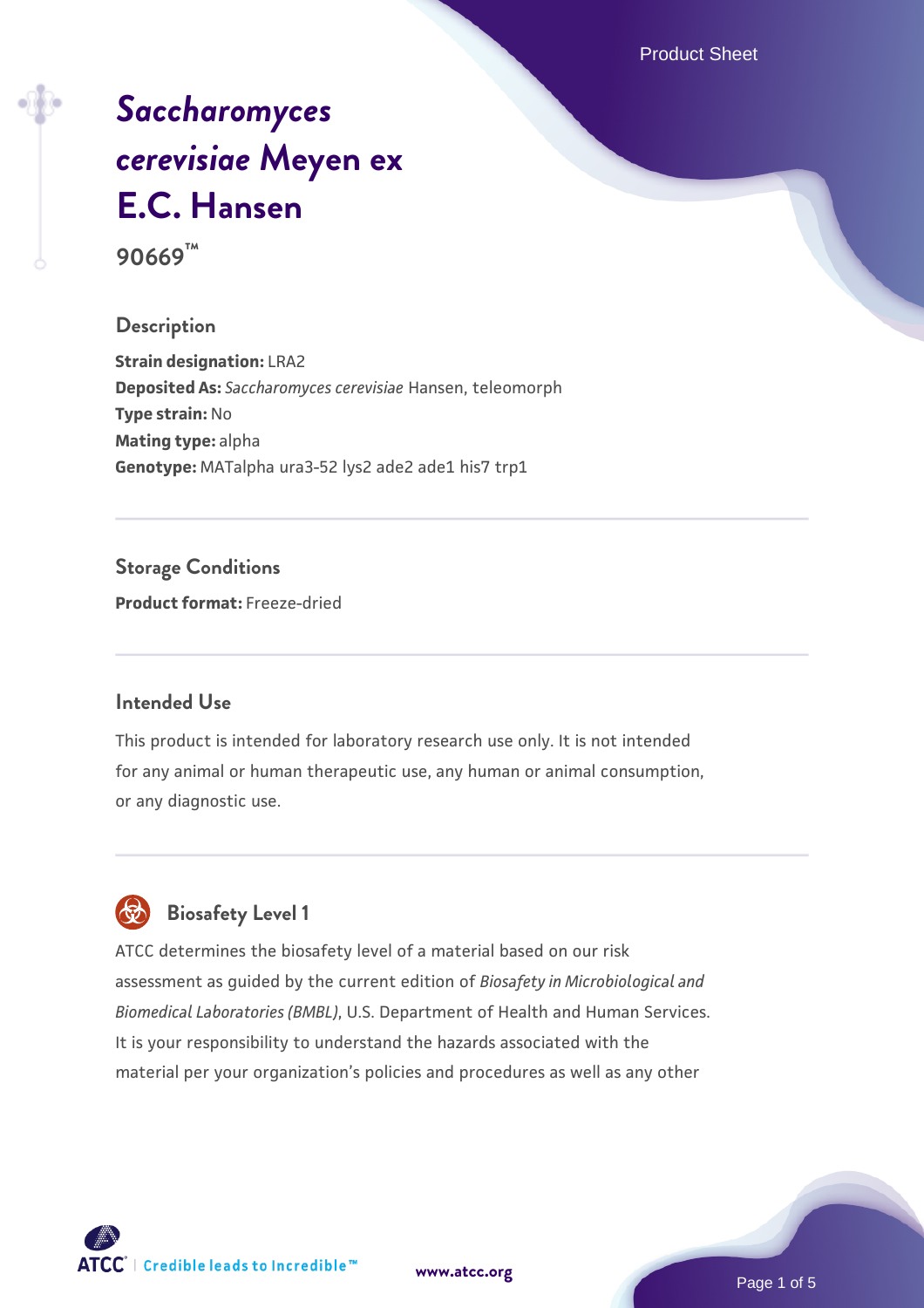# *Saccharomyces cerevisiae* Meyen ex E.C. Hansen

**90669™**

## Description

**Strain designation:** LRA2
**Deposited As:** *Saccharomyces cerevisiae* Hansen, teleomorph
**Type strain:** No
**Mating type:** alpha
**Genotype:** MATalpha ura3-52 lys2 ade2 ade1 his7 trp1

## Storage Conditions

**Product format:** Freeze-dried

## Intended Use

This product is intended for laboratory research use only. It is not intended for any animal or human therapeutic use, any human or animal consumption, or any diagnostic use.

## Biosafety Level 1

ATCC determines the biosafety level of a material based on our risk assessment as guided by the current edition of *Biosafety in Microbiological and Biomedical Laboratories (BMBL)*, U.S. Department of Health and Human Services. It is your responsibility to understand the hazards associated with the material per your organization's policies and procedures as well as any other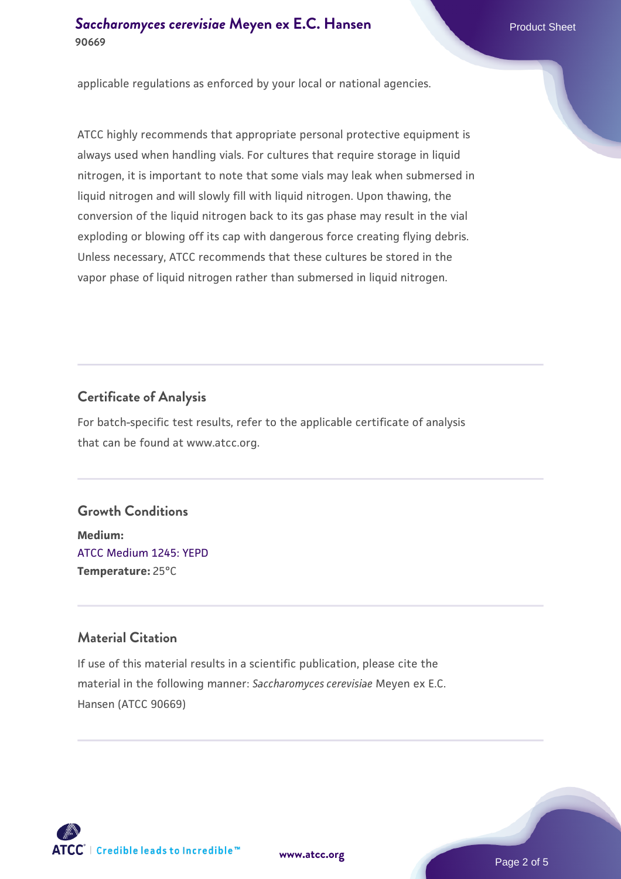applicable regulations as enforced by your local or national agencies.

ATCC highly recommends that appropriate personal protective equipment is always used when handling vials. For cultures that require storage in liquid nitrogen, it is important to note that some vials may leak when submersed in liquid nitrogen and will slowly fill with liquid nitrogen. Upon thawing, the conversion of the liquid nitrogen back to its gas phase may result in the vial exploding or blowing off its cap with dangerous force creating flying debris. Unless necessary, ATCC recommends that these cultures be stored in the vapor phase of liquid nitrogen rather than submersed in liquid nitrogen.

## Certificate of Analysis

For batch-specific test results, refer to the applicable certificate of analysis that can be found at www.atcc.org.

## Growth Conditions

**Medium:**
ATCC Medium 1245: YEPD
**Temperature:** 25°C

## Material Citation

If use of this material results in a scientific publication, please cite the material in the following manner: *Saccharomyces cerevisiae* Meyen ex E.C. Hansen (ATCC 90669)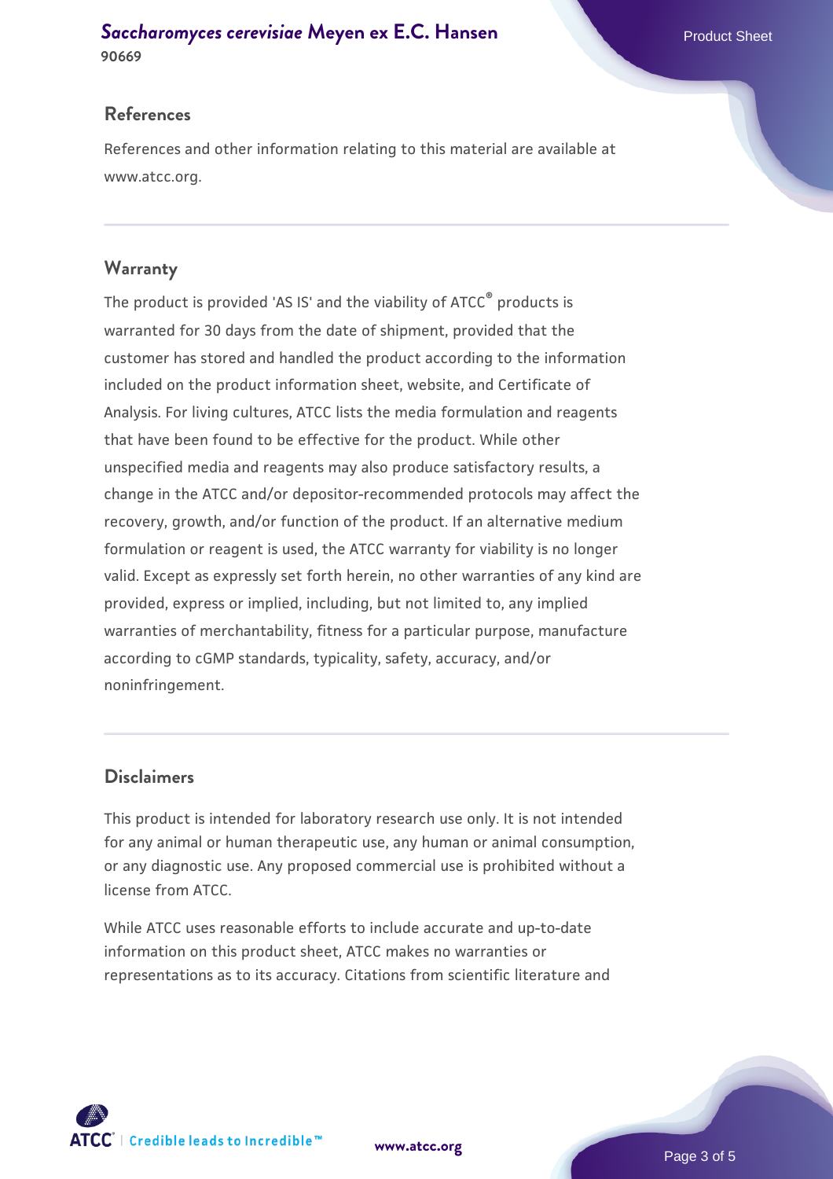## References

References and other information relating to this material are available at www.atcc.org.

## Warranty

The product is provided 'AS IS' and the viability of ATCC® products is warranted for 30 days from the date of shipment, provided that the customer has stored and handled the product according to the information included on the product information sheet, website, and Certificate of Analysis. For living cultures, ATCC lists the media formulation and reagents that have been found to be effective for the product. While other unspecified media and reagents may also produce satisfactory results, a change in the ATCC and/or depositor-recommended protocols may affect the recovery, growth, and/or function of the product. If an alternative medium formulation or reagent is used, the ATCC warranty for viability is no longer valid. Except as expressly set forth herein, no other warranties of any kind are provided, express or implied, including, but not limited to, any implied warranties of merchantability, fitness for a particular purpose, manufacture according to cGMP standards, typicality, safety, accuracy, and/or noninfringement.

## Disclaimers

This product is intended for laboratory research use only. It is not intended for any animal or human therapeutic use, any human or animal consumption, or any diagnostic use. Any proposed commercial use is prohibited without a license from ATCC.

While ATCC uses reasonable efforts to include accurate and up-to-date information on this product sheet, ATCC makes no warranties or representations as to its accuracy. Citations from scientific literature and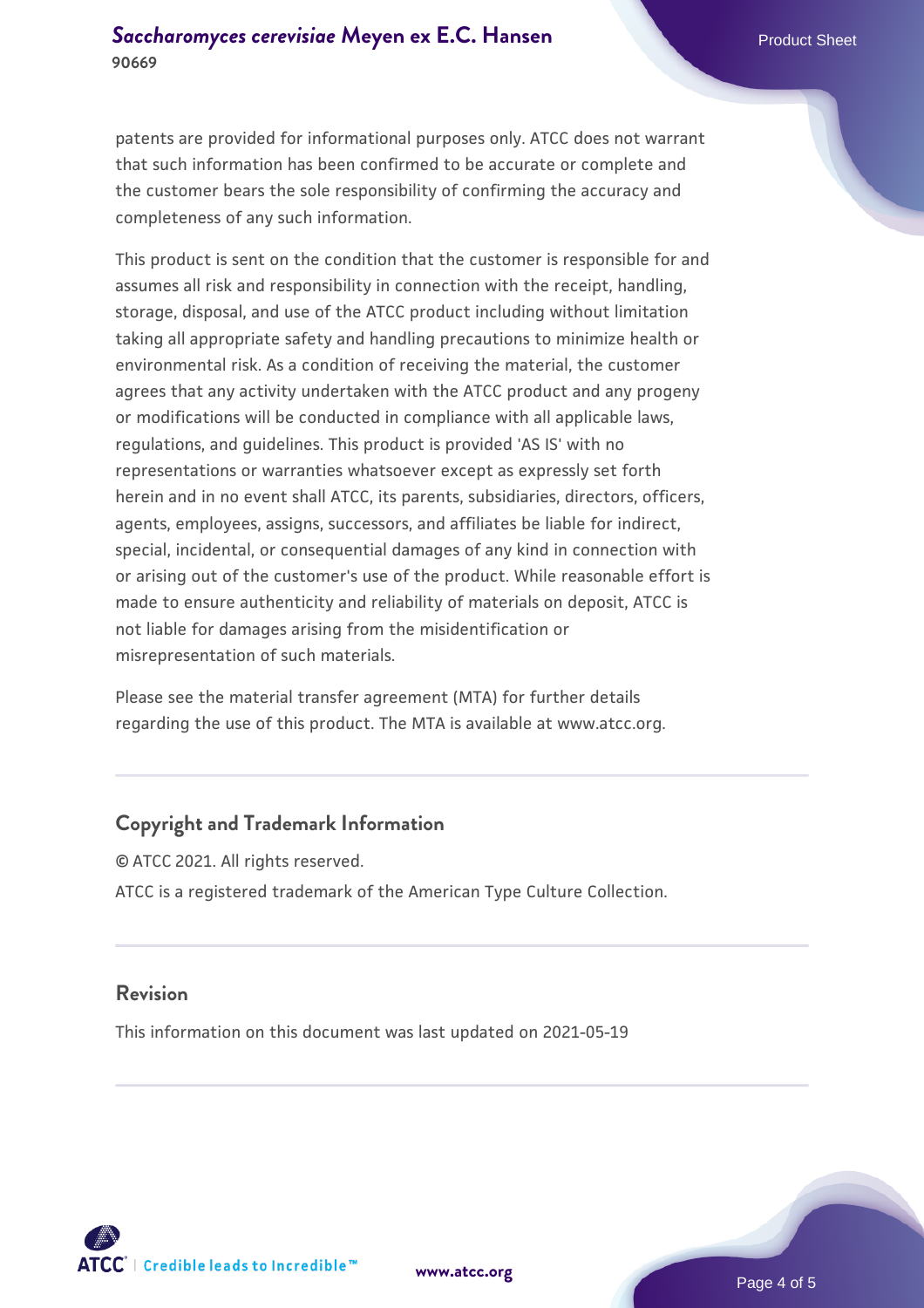patents are provided for informational purposes only. ATCC does not warrant that such information has been confirmed to be accurate or complete and the customer bears the sole responsibility of confirming the accuracy and completeness of any such information.

This product is sent on the condition that the customer is responsible for and assumes all risk and responsibility in connection with the receipt, handling, storage, disposal, and use of the ATCC product including without limitation taking all appropriate safety and handling precautions to minimize health or environmental risk. As a condition of receiving the material, the customer agrees that any activity undertaken with the ATCC product and any progeny or modifications will be conducted in compliance with all applicable laws, regulations, and guidelines. This product is provided 'AS IS' with no representations or warranties whatsoever except as expressly set forth herein and in no event shall ATCC, its parents, subsidiaries, directors, officers, agents, employees, assigns, successors, and affiliates be liable for indirect, special, incidental, or consequential damages of any kind in connection with or arising out of the customer's use of the product. While reasonable effort is made to ensure authenticity and reliability of materials on deposit, ATCC is not liable for damages arising from the misidentification or misrepresentation of such materials.

Please see the material transfer agreement (MTA) for further details regarding the use of this product. The MTA is available at www.atcc.org.

## Copyright and Trademark Information

© ATCC 2021. All rights reserved.

ATCC is a registered trademark of the American Type Culture Collection.

## Revision

This information on this document was last updated on 2021-05-19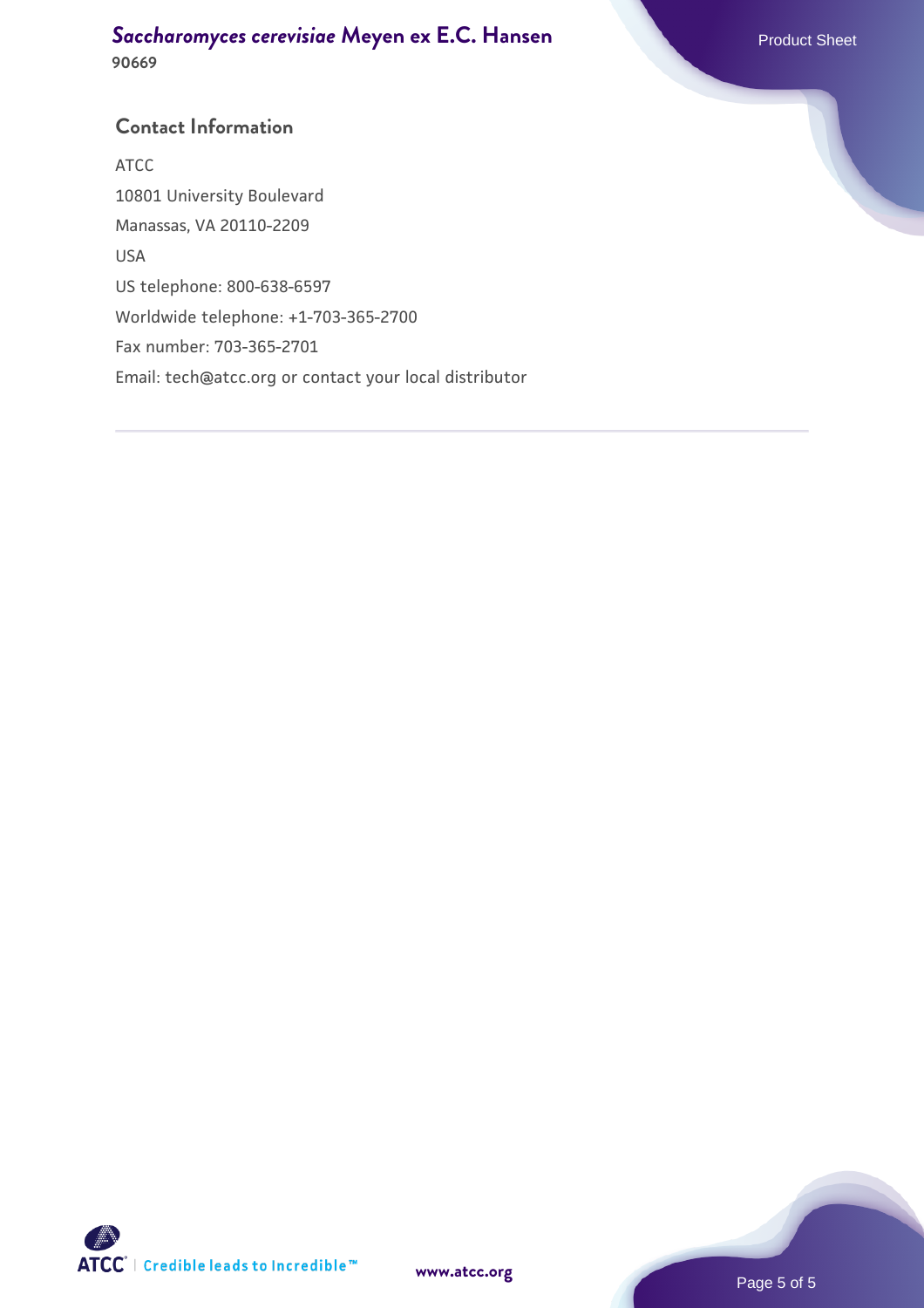## Contact Information

ATCC

10801 University Boulevard

Manassas, VA 20110-2209

USA

US telephone: 800-638-6597

Worldwide telephone: +1-703-365-2700

Fax number: 703-365-2701

Email: tech@atcc.org or contact your local distributor